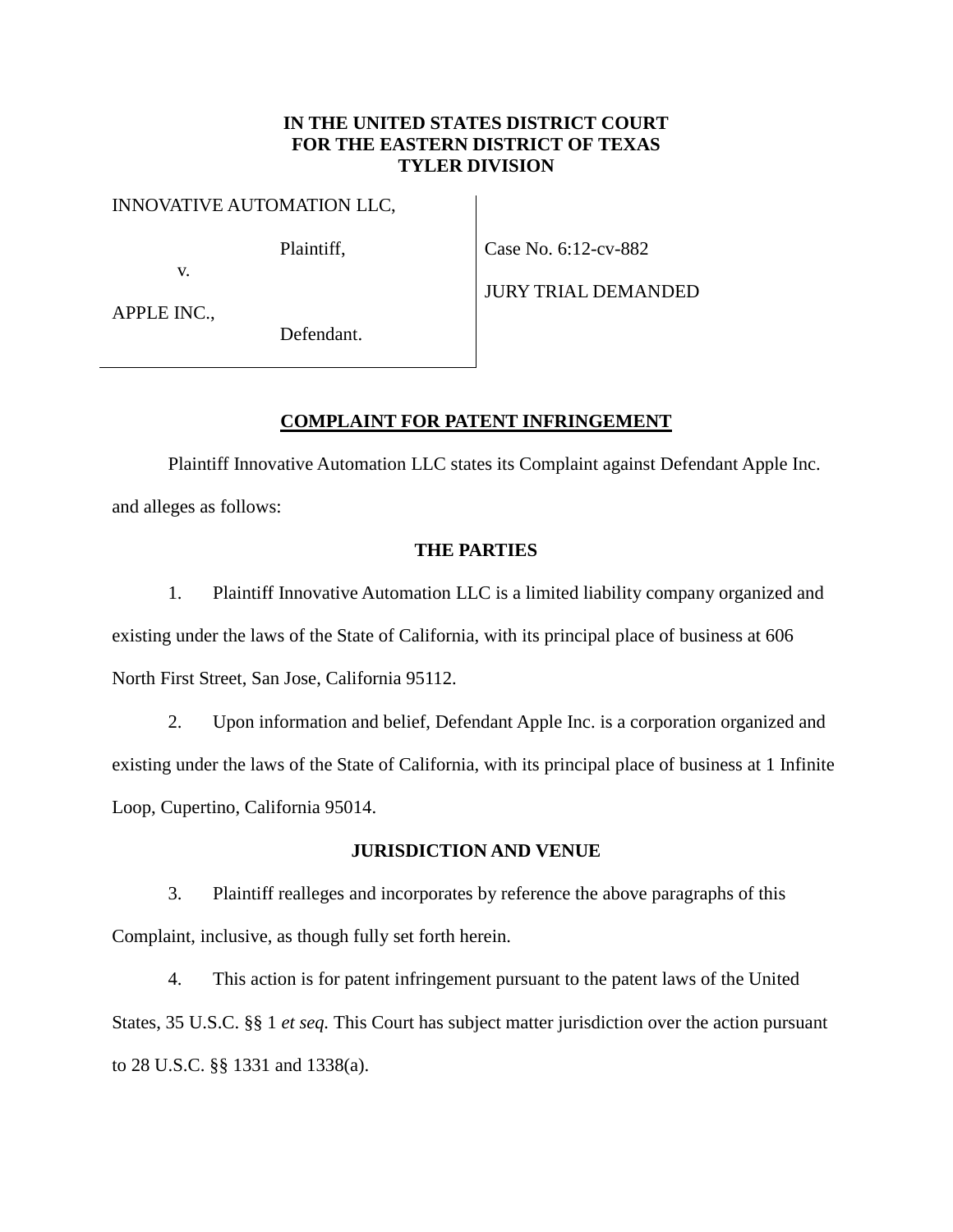**IN THE UNITED STATES DISTRICT COURT**
**FOR THE EASTERN DISTRICT OF TEXAS**
**TYLER DIVISION**

| | |
|---|---|
| INNOVATIVE AUTOMATION LLC,<br><br>Plaintiff,<br><br>v.<br><br>APPLE INC.,<br><br>Defendant. | Case No. 6:12-cv-882<br><br>JURY TRIAL DEMANDED |

## **COMPLAINT FOR PATENT INFRINGEMENT**

Plaintiff Innovative Automation LLC states its Complaint against Defendant Apple Inc. and alleges as follows:

### **THE PARTIES**

1. Plaintiff Innovative Automation LLC is a limited liability company organized and existing under the laws of the State of California, with its principal place of business at 606 North First Street, San Jose, California 95112.

2. Upon information and belief, Defendant Apple Inc. is a corporation organized and existing under the laws of the State of California, with its principal place of business at 1 Infinite Loop, Cupertino, California 95014.

### **JURISDICTION AND VENUE**

3. Plaintiff realleges and incorporates by reference the above paragraphs of this Complaint, inclusive, as though fully set forth herein.

4. This action is for patent infringement pursuant to the patent laws of the United States, 35 U.S.C. §§ 1 *et seq.* This Court has subject matter jurisdiction over the action pursuant to 28 U.S.C. §§ 1331 and 1338(a).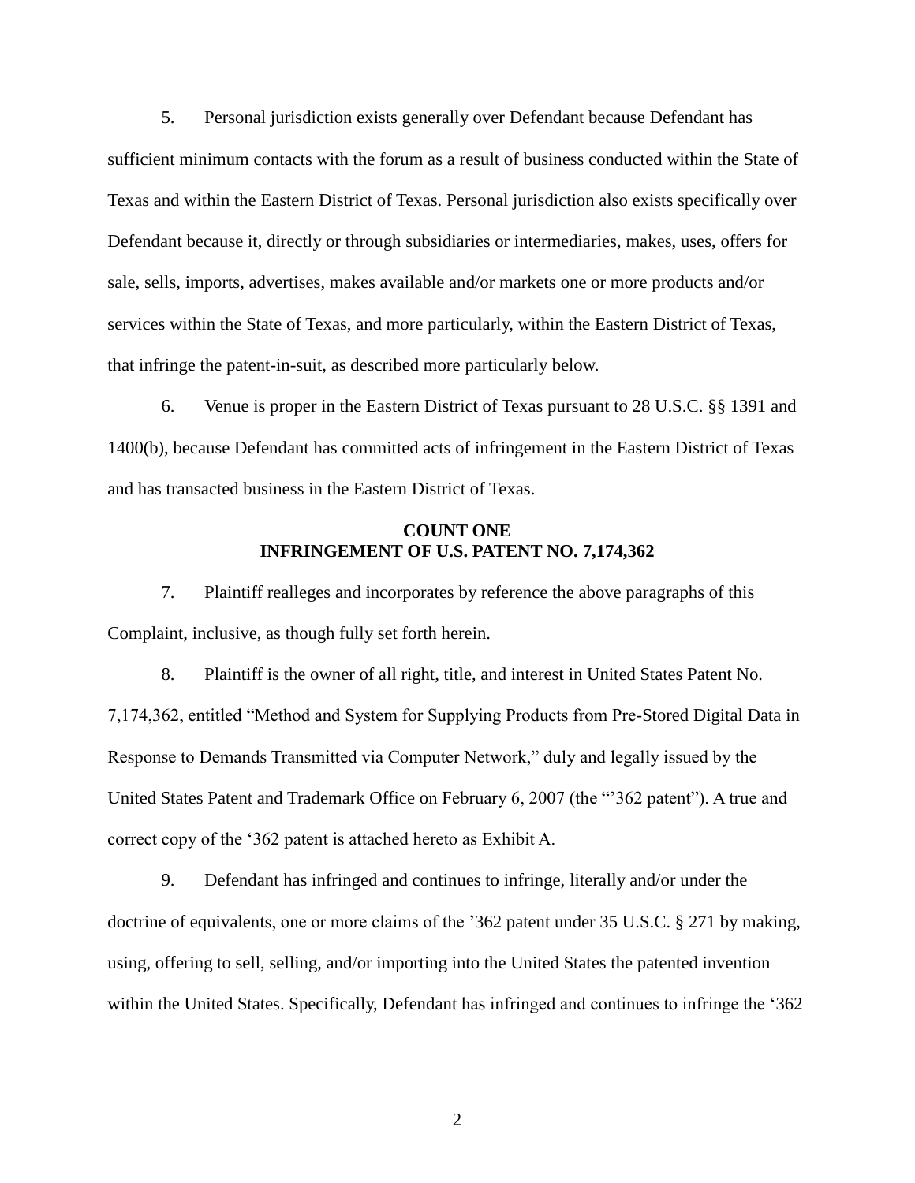5. Personal jurisdiction exists generally over Defendant because Defendant has sufficient minimum contacts with the forum as a result of business conducted within the State of Texas and within the Eastern District of Texas. Personal jurisdiction also exists specifically over Defendant because it, directly or through subsidiaries or intermediaries, makes, uses, offers for sale, sells, imports, advertises, makes available and/or markets one or more products and/or services within the State of Texas, and more particularly, within the Eastern District of Texas, that infringe the patent-in-suit, as described more particularly below.

6. Venue is proper in the Eastern District of Texas pursuant to 28 U.S.C. §§ 1391 and 1400(b), because Defendant has committed acts of infringement in the Eastern District of Texas and has transacted business in the Eastern District of Texas.

**COUNT ONE**
**INFRINGEMENT OF U.S. PATENT NO. 7,174,362**

7. Plaintiff realleges and incorporates by reference the above paragraphs of this Complaint, inclusive, as though fully set forth herein.

8. Plaintiff is the owner of all right, title, and interest in United States Patent No. 7,174,362, entitled "Method and System for Supplying Products from Pre-Stored Digital Data in Response to Demands Transmitted via Computer Network," duly and legally issued by the United States Patent and Trademark Office on February 6, 2007 (the "'362 patent"). A true and correct copy of the '362 patent is attached hereto as Exhibit A.

9. Defendant has infringed and continues to infringe, literally and/or under the doctrine of equivalents, one or more claims of the '362 patent under 35 U.S.C. § 271 by making, using, offering to sell, selling, and/or importing into the United States the patented invention within the United States. Specifically, Defendant has infringed and continues to infringe the '362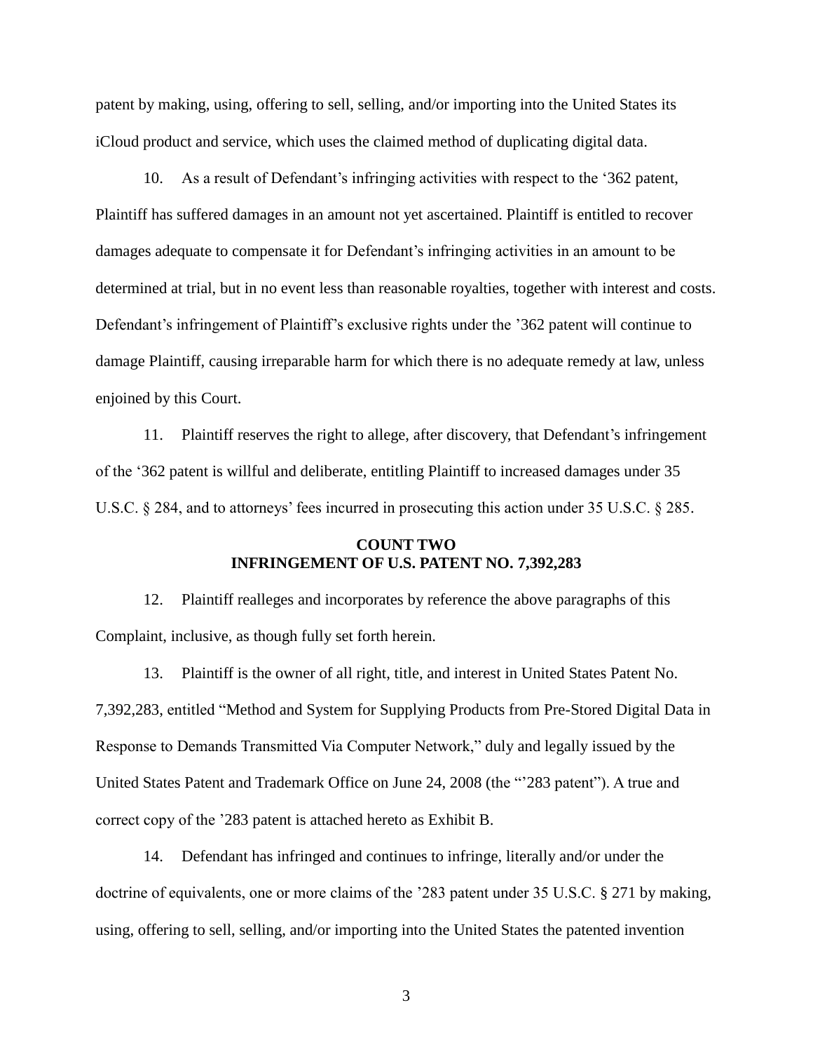patent by making, using, offering to sell, selling, and/or importing into the United States its iCloud product and service, which uses the claimed method of duplicating digital data.

10. As a result of Defendant's infringing activities with respect to the '362 patent, Plaintiff has suffered damages in an amount not yet ascertained. Plaintiff is entitled to recover damages adequate to compensate it for Defendant's infringing activities in an amount to be determined at trial, but in no event less than reasonable royalties, together with interest and costs. Defendant's infringement of Plaintiff's exclusive rights under the '362 patent will continue to damage Plaintiff, causing irreparable harm for which there is no adequate remedy at law, unless enjoined by this Court.

11. Plaintiff reserves the right to allege, after discovery, that Defendant's infringement of the '362 patent is willful and deliberate, entitling Plaintiff to increased damages under 35 U.S.C. § 284, and to attorneys' fees incurred in prosecuting this action under 35 U.S.C. § 285.

**COUNT TWO**
**INFRINGEMENT OF U.S. PATENT NO. 7,392,283**

12. Plaintiff realleges and incorporates by reference the above paragraphs of this Complaint, inclusive, as though fully set forth herein.

13. Plaintiff is the owner of all right, title, and interest in United States Patent No. 7,392,283, entitled "Method and System for Supplying Products from Pre-Stored Digital Data in Response to Demands Transmitted Via Computer Network," duly and legally issued by the United States Patent and Trademark Office on June 24, 2008 (the "'283 patent"). A true and correct copy of the '283 patent is attached hereto as Exhibit B.

14. Defendant has infringed and continues to infringe, literally and/or under the doctrine of equivalents, one or more claims of the '283 patent under 35 U.S.C. § 271 by making, using, offering to sell, selling, and/or importing into the United States the patented invention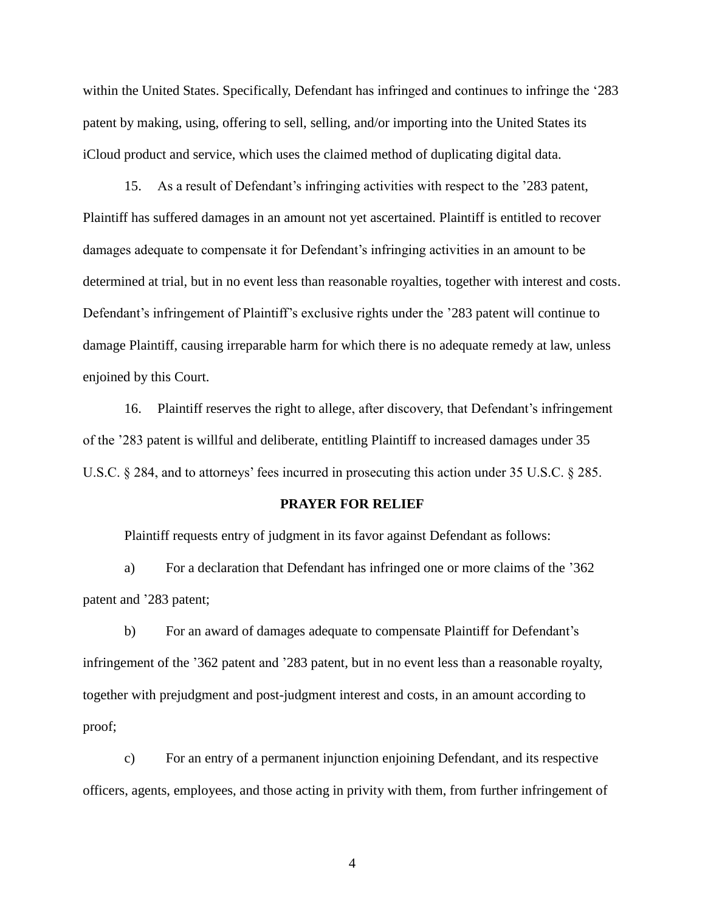within the United States. Specifically, Defendant has infringed and continues to infringe the ‘283 patent by making, using, offering to sell, selling, and/or importing into the United States its iCloud product and service, which uses the claimed method of duplicating digital data.

15. As a result of Defendant’s infringing activities with respect to the ’283 patent, Plaintiff has suffered damages in an amount not yet ascertained. Plaintiff is entitled to recover damages adequate to compensate it for Defendant’s infringing activities in an amount to be determined at trial, but in no event less than reasonable royalties, together with interest and costs. Defendant’s infringement of Plaintiff’s exclusive rights under the ’283 patent will continue to damage Plaintiff, causing irreparable harm for which there is no adequate remedy at law, unless enjoined by this Court.

16. Plaintiff reserves the right to allege, after discovery, that Defendant’s infringement of the ’283 patent is willful and deliberate, entitling Plaintiff to increased damages under 35 U.S.C. § 284, and to attorneys’ fees incurred in prosecuting this action under 35 U.S.C. § 285.

## PRAYER FOR RELIEF

Plaintiff requests entry of judgment in its favor against Defendant as follows:

a) For a declaration that Defendant has infringed one or more claims of the ’362 patent and ’283 patent;

b) For an award of damages adequate to compensate Plaintiff for Defendant’s infringement of the ’362 patent and ’283 patent, but in no event less than a reasonable royalty, together with prejudgment and post-judgment interest and costs, in an amount according to proof;

c) For an entry of a permanent injunction enjoining Defendant, and its respective officers, agents, employees, and those acting in privity with them, from further infringement of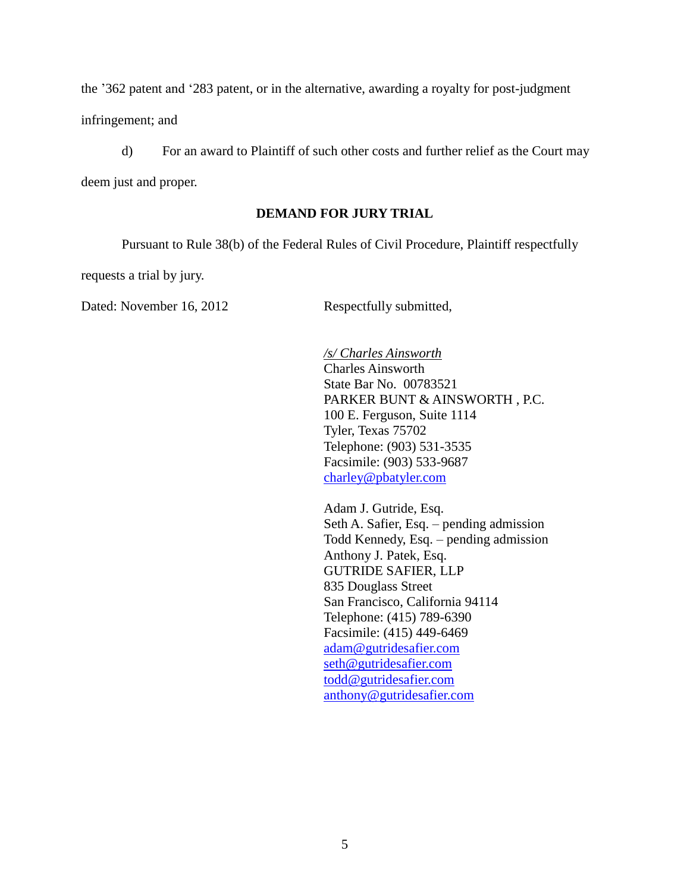the ’362 patent and ‘283 patent, or in the alternative, awarding a royalty for post-judgment infringement; and

d) For an award to Plaintiff of such other costs and further relief as the Court may deem just and proper.

**DEMAND FOR JURY TRIAL**

Pursuant to Rule 38(b) of the Federal Rules of Civil Procedure, Plaintiff respectfully requests a trial by jury.

Dated: November 16, 2012

Respectfully submitted,

*/s/ Charles Ainsworth*
Charles Ainsworth
State Bar No. 00783521
PARKER BUNT & AINSWORTH , P.C.
100 E. Ferguson, Suite 1114
Tyler, Texas 75702
Telephone: (903) 531-3535
Facsimile: (903) 533-9687
charley@pbatyler.com

Adam J. Gutride, Esq.
Seth A. Safier, Esq. – pending admission
Todd Kennedy, Esq. – pending admission
Anthony J. Patek, Esq.
GUTRIDE SAFIER, LLP
835 Douglass Street
San Francisco, California 94114
Telephone: (415) 789-6390
Facsimile: (415) 449-6469
adam@gutridesafier.com
seth@gutridesafier.com
todd@gutridesafier.com
anthony@gutridesafier.com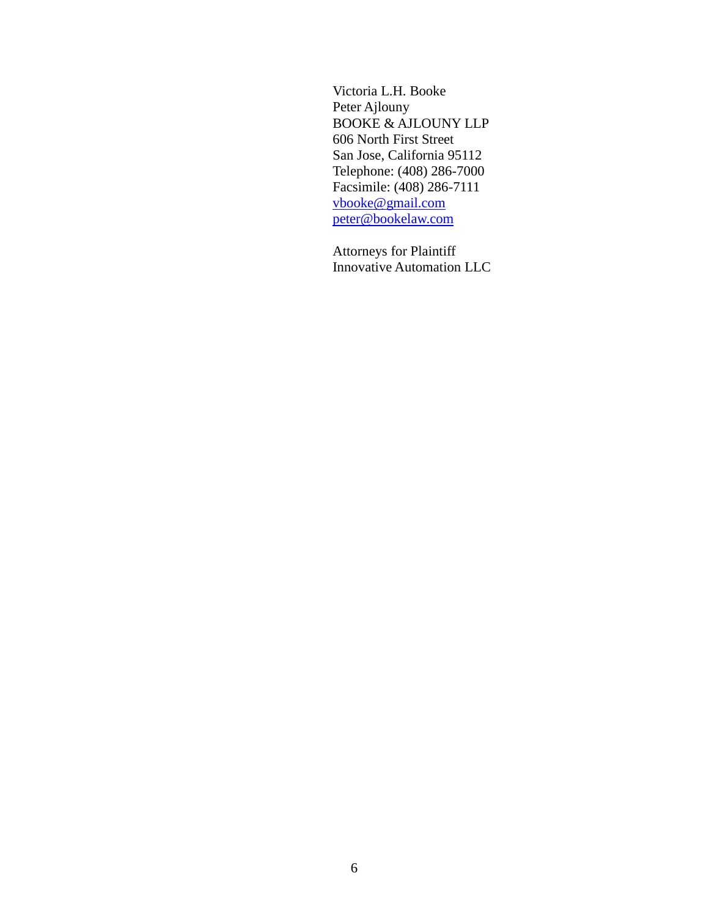Victoria L.H. Booke
Peter Ajlouny
BOOKE & AJLOUNY LLP
606 North First Street
San Jose, California 95112
Telephone: (408) 286-7000
Facsimile: (408) 286-7111
vbooke@gmail.com
peter@bookelaw.com

Attorneys for Plaintiff
Innovative Automation LLC